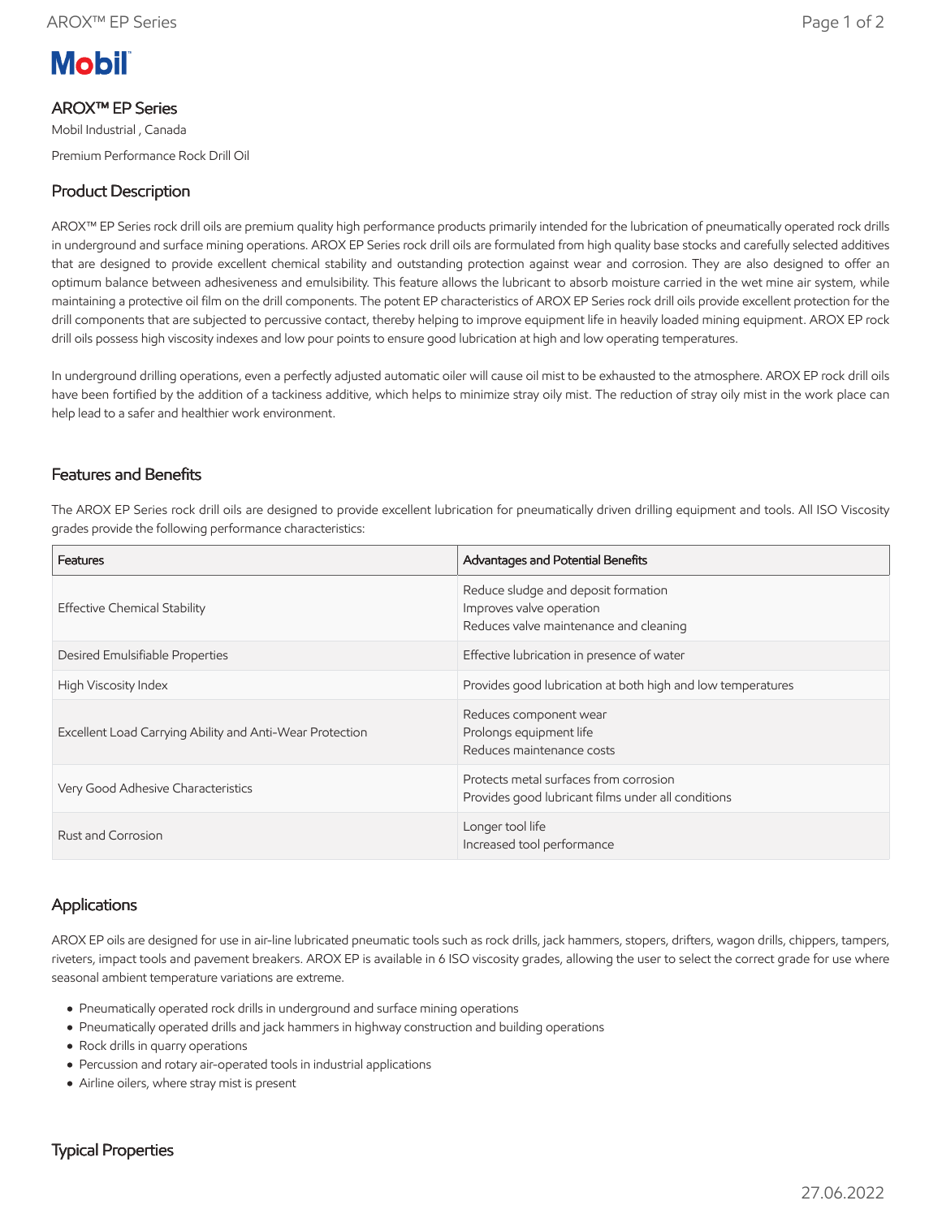# AROX™ EP Series

Mobil Industrial , Canada

Premium Performance Rock Drill Oil

## Product Description

AROX™ EP Series rock drill oils are premium quality high performance products primarily intended for the lubrication of pneumatically operated rock drills in underground and surface mining operations. AROX EP Series rock drill oils are formulated from high quality base stocks and carefully selected additives that are designed to provide excellent chemical stability and outstanding protection against wear and corrosion. They are also designed to offer an optimum balance between adhesiveness and emulsibility. This feature allows the lubricant to absorb moisture carried in the wet mine air system, while maintaining a protective oil film on the drill components. The potent EP characteristics of AROX EP Series rock drill oils provide excellent protection for the drill components that are subjected to percussive contact, thereby helping to improve equipment life in heavily loaded mining equipment. AROX EP rock drill oils possess high viscosity indexes and low pour points to ensure good lubrication at high and low operating temperatures.

In underground drilling operations, even a perfectly adjusted automatic oiler will cause oil mist to be exhausted to the atmosphere. AROX EP rock drill oils have been fortified by the addition of a tackiness additive, which helps to minimize stray oily mist. The reduction of stray oily mist in the work place can help lead to a safer and healthier work environment.

## Features and Benefits

The AROX EP Series rock drill oils are designed to provide excellent lubrication for pneumatically driven drilling equipment and tools. All ISO Viscosity grades provide the following performance characteristics:

| Features | Advantages and Potential Benefits |
| --- | --- |
| Effective Chemical Stability | Reduce sludge and deposit formation<br>Improves valve operation<br>Reduces valve maintenance and cleaning |
| Desired Emulsifiable Properties | Effective lubrication in presence of water |
| High Viscosity Index | Provides good lubrication at both high and low temperatures |
| Excellent Load Carrying Ability and Anti-Wear Protection | Reduces component wear<br>Prolongs equipment life<br>Reduces maintenance costs |
| Very Good Adhesive Characteristics | Protects metal surfaces from corrosion<br>Provides good lubricant films under all conditions |
| Rust and Corrosion | Longer tool life<br>Increased tool performance |

## Applications

AROX EP oils are designed for use in air-line lubricated pneumatic tools such as rock drills, jack hammers, stopers, drifters, wagon drills, chippers, tampers, riveters, impact tools and pavement breakers. AROX EP is available in 6 ISO viscosity grades, allowing the user to select the correct grade for use where seasonal ambient temperature variations are extreme.

- Pneumatically operated rock drills in underground and surface mining operations
- Pneumatically operated drills and jack hammers in highway construction and building operations
- Rock drills in quarry operations
- Percussion and rotary air-operated tools in industrial applications
- Airline oilers, where stray mist is present

## Typical Properties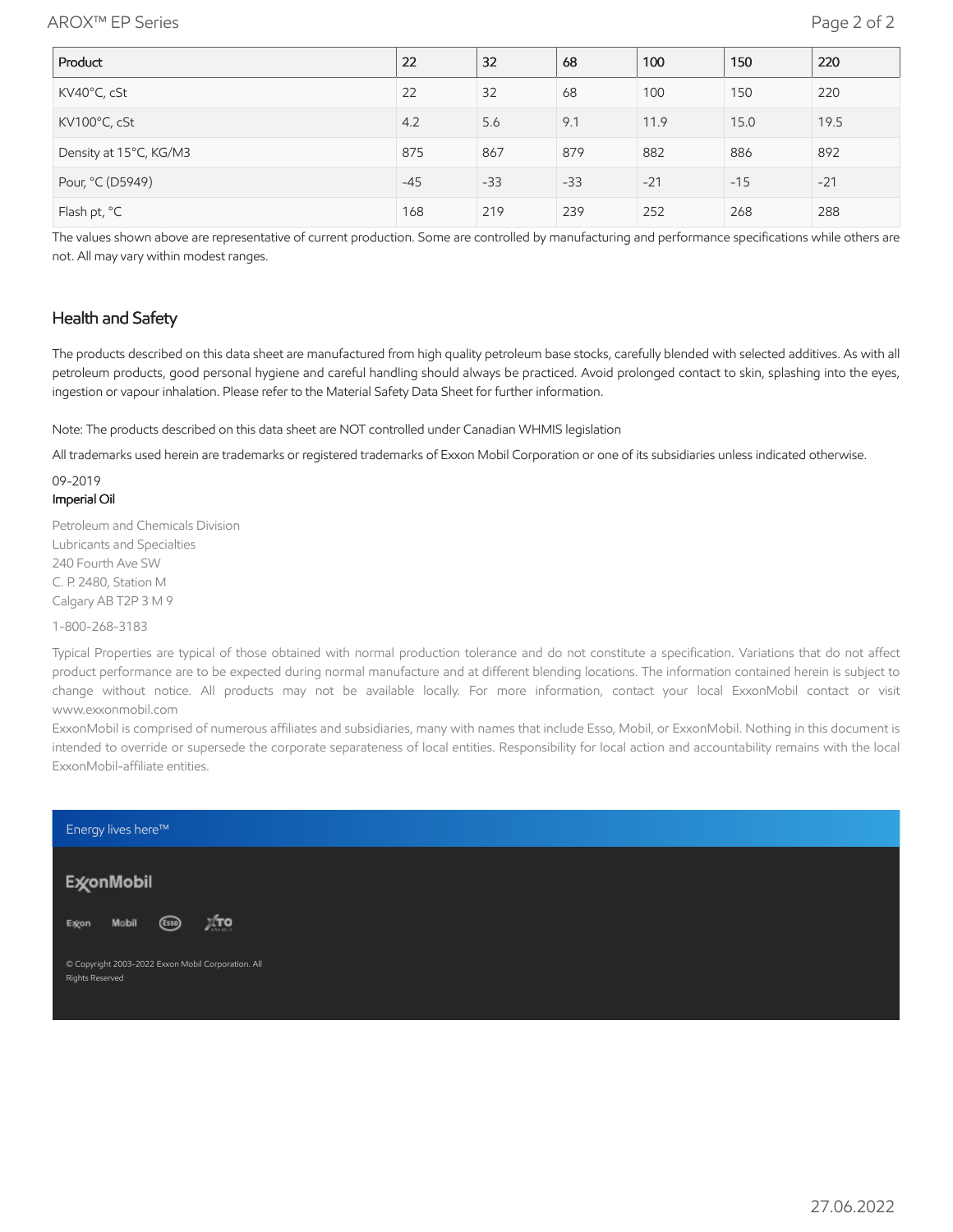| Product | 22 | 32 | 68 | 100 | 150 | 220 |
|---|---|---|---|---|---|---|
| KV40°C, cSt | 22 | 32 | 68 | 100 | 150 | 220 |
| KV100°C, cSt | 4.2 | 5.6 | 9.1 | 11.9 | 15.0 | 19.5 |
| Density at 15°C, KG/M3 | 875 | 867 | 879 | 882 | 886 | 892 |
| Pour, °C (D5949) | -45 | -33 | -33 | -21 | -15 | -21 |
| Flash pt, °C | 168 | 219 | 239 | 252 | 268 | 288 |

The values shown above are representative of current production. Some are controlled by manufacturing and performance specifications while others are not. All may vary within modest ranges.

## Health and Safety

The products described on this data sheet are manufactured from high quality petroleum base stocks, carefully blended with selected additives. As with all petroleum products, good personal hygiene and careful handling should always be practiced. Avoid prolonged contact to skin, splashing into the eyes, ingestion or vapour inhalation. Please refer to the Material Safety Data Sheet for further information.

Note: The products described on this data sheet are NOT controlled under Canadian WHMIS legislation

All trademarks used herein are trademarks or registered trademarks of Exxon Mobil Corporation or one of its subsidiaries unless indicated otherwise.

09-2019

**Imperial Oil**

Petroleum and Chemicals Division
Lubricants and Specialties
240 Fourth Ave SW
C. P. 2480, Station M
Calgary AB T2P 3 M 9

1-800-268-3183

Typical Properties are typical of those obtained with normal production tolerance and do not constitute a specification. Variations that do not affect product performance are to be expected during normal manufacture and at different blending locations. The information contained herein is subject to change without notice. All products may not be available locally. For more information, contact your local ExxonMobil contact or visit www.exxonmobil.com

ExxonMobil is comprised of numerous affiliates and subsidiaries, many with names that include Esso, Mobil, or ExxonMobil. Nothing in this document is intended to override or supersede the corporate separateness of local entities. Responsibility for local action and accountability remains with the local ExxonMobil-affiliate entities.

Energy lives here™

ExxonMobil

Exxon Mobil Esso XTO

© Copyright 2003-2022 Exxon Mobil Corporation. All Rights Reserved

27.06.2022